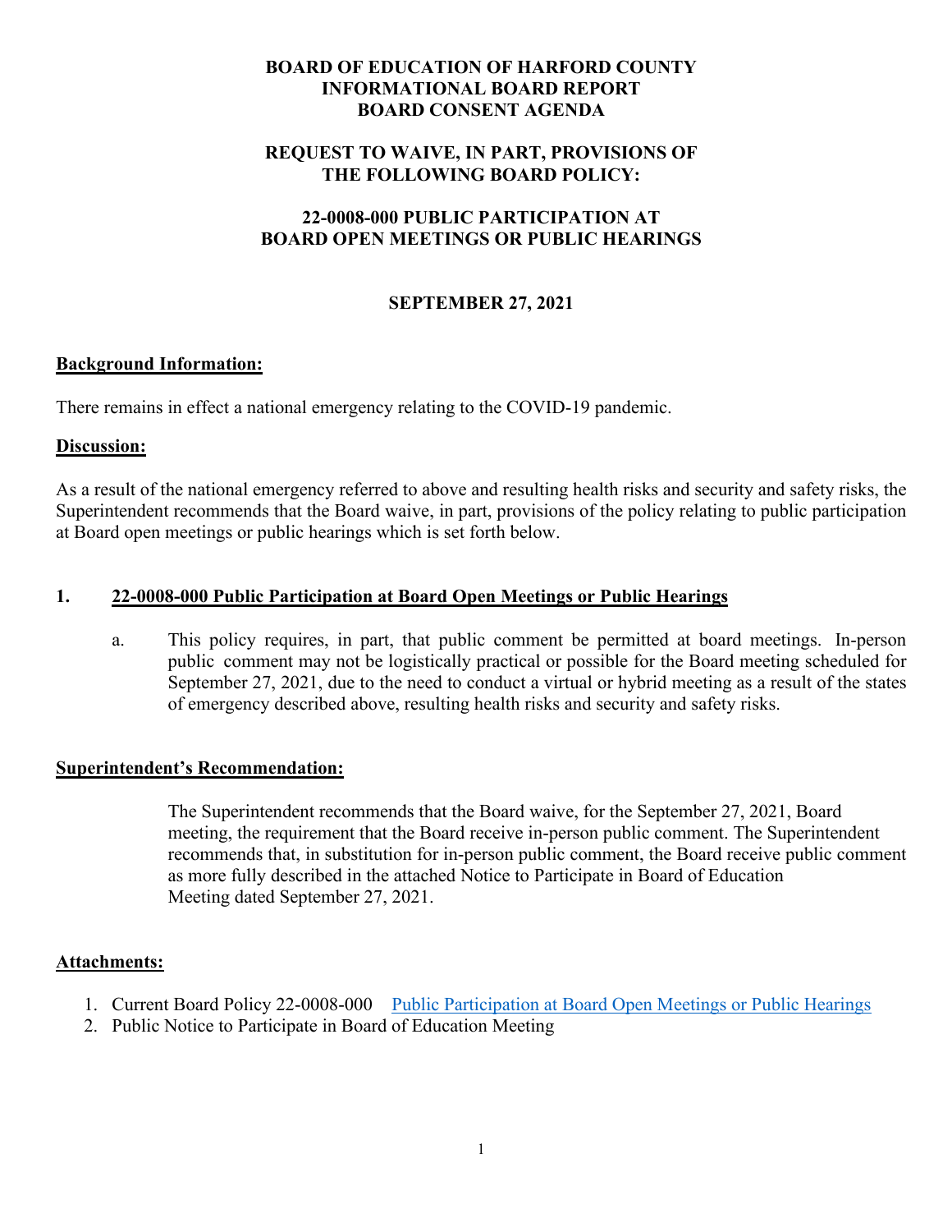**BOARD OF EDUCATION OF HARFORD COUNTY**
**INFORMATIONAL BOARD REPORT**
**BOARD CONSENT AGENDA**

**REQUEST TO WAIVE, IN PART, PROVISIONS OF THE FOLLOWING BOARD POLICY:**

**22-0008-000 PUBLIC PARTICIPATION AT BOARD OPEN MEETINGS OR PUBLIC HEARINGS**

**SEPTEMBER 27, 2021**

**Background Information:**

There remains in effect a national emergency relating to the COVID-19 pandemic.

**Discussion:**

As a result of the national emergency referred to above and resulting health risks and security and safety risks, the Superintendent recommends that the Board waive, in part, provisions of the policy relating to public participation at Board open meetings or public hearings which is set forth below.

**1. 22-0008-000 Public Participation at Board Open Meetings or Public Hearings**

a. This policy requires, in part, that public comment be permitted at board meetings. In-person public comment may not be logistically practical or possible for the Board meeting scheduled for September 27, 2021, due to the need to conduct a virtual or hybrid meeting as a result of the states of emergency described above, resulting health risks and security and safety risks.

**Superintendent's Recommendation:**

The Superintendent recommends that the Board waive, for the September 27, 2021, Board meeting, the requirement that the Board receive in-person public comment. The Superintendent recommends that, in substitution for in-person public comment, the Board receive public comment as more fully described in the attached Notice to Participate in Board of Education Meeting dated September 27, 2021.

**Attachments:**

1. Current Board Policy 22-0008-000 Public Participation at Board Open Meetings or Public Hearings
2. Public Notice to Participate in Board of Education Meeting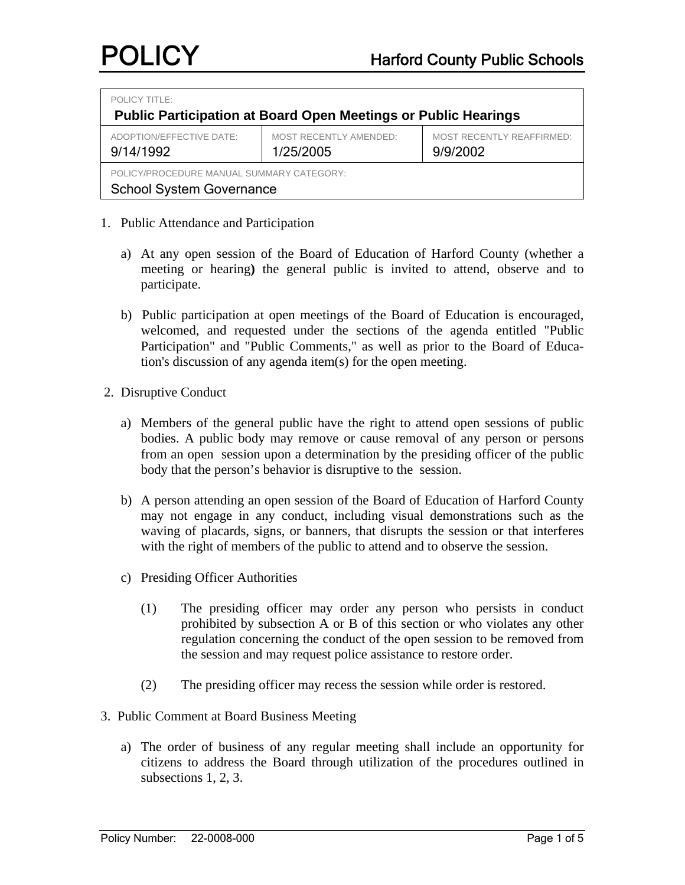# POLICY

## Harford County Public Schools

| POLICY TITLE: | | |
|---|---|---|
| **Public Participation at Board Open Meetings or Public Hearings** | | |
| ADOPTION/EFFECTIVE DATE: 9/14/1992 | MOST RECENTLY AMENDED: 1/25/2005 | MOST RECENTLY REAFFIRMED: 9/9/2002 |
| POLICY/PROCEDURE MANUAL SUMMARY CATEGORY: School System Governance | | |

1. Public Attendance and Participation

   a) At any open session of the Board of Education of Harford County (whether a meeting or hearing**)** the general public is invited to attend, observe and to participate.

   b) Public participation at open meetings of the Board of Education is encouraged, welcomed, and requested under the sections of the agenda entitled "Public Participation" and "Public Comments," as well as prior to the Board of Education's discussion of any agenda item(s) for the open meeting.

2. Disruptive Conduct

   a) Members of the general public have the right to attend open sessions of public bodies. A public body may remove or cause removal of any person or persons from an open session upon a determination by the presiding officer of the public body that the person's behavior is disruptive to the session.

   b) A person attending an open session of the Board of Education of Harford County may not engage in any conduct, including visual demonstrations such as the waving of placards, signs, or banners, that disrupts the session or that interferes with the right of members of the public to attend and to observe the session.

   c) Presiding Officer Authorities

      (1) The presiding officer may order any person who persists in conduct prohibited by subsection A or B of this section or who violates any other regulation concerning the conduct of the open session to be removed from the session and may request police assistance to restore order.

      (2) The presiding officer may recess the session while order is restored.

3. Public Comment at Board Business Meeting

   a) The order of business of any regular meeting shall include an opportunity for citizens to address the Board through utilization of the procedures outlined in subsections 1, 2, 3.

Policy Number: 22-0008-000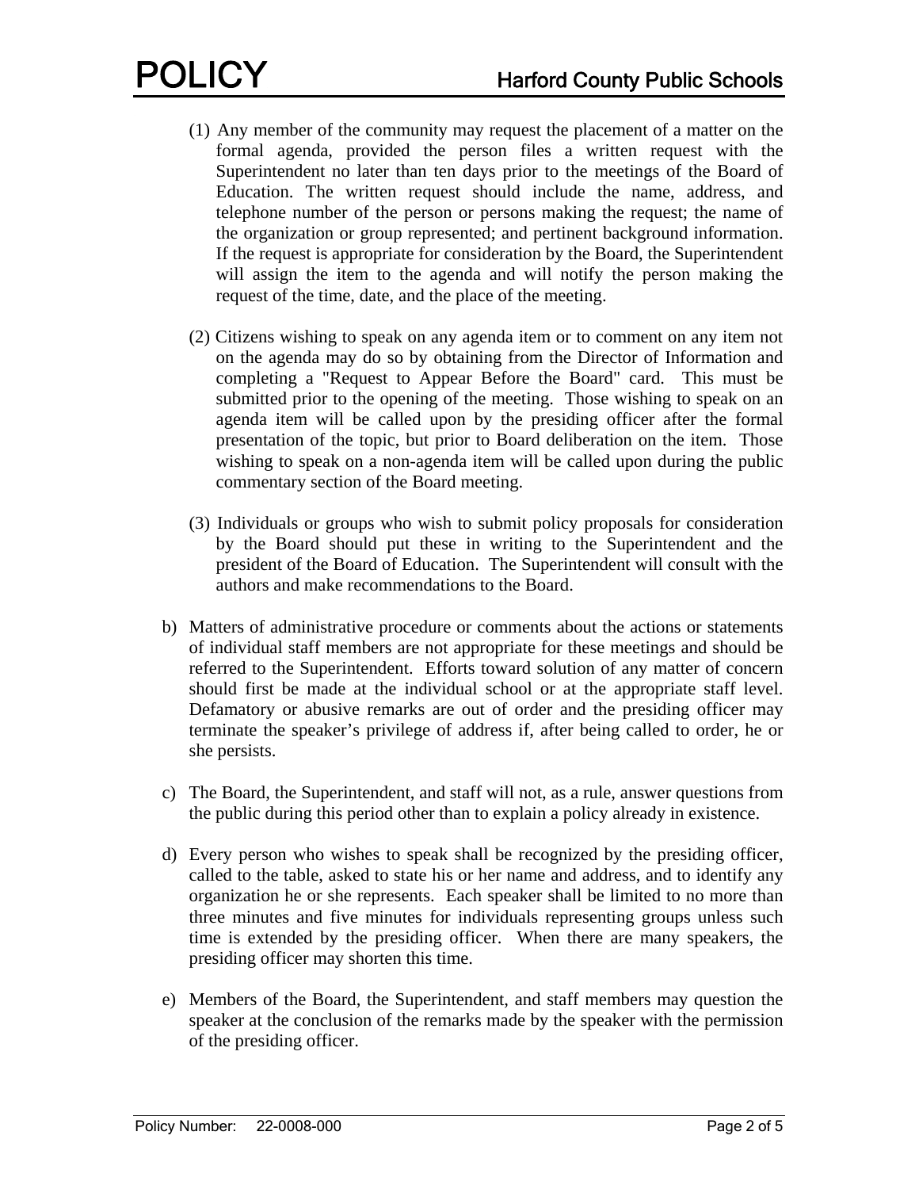(1) Any member of the community may request the placement of a matter on the formal agenda, provided the person files a written request with the Superintendent no later than ten days prior to the meetings of the Board of Education. The written request should include the name, address, and telephone number of the person or persons making the request; the name of the organization or group represented; and pertinent background information. If the request is appropriate for consideration by the Board, the Superintendent will assign the item to the agenda and will notify the person making the request of the time, date, and the place of the meeting.

(2) Citizens wishing to speak on any agenda item or to comment on any item not on the agenda may do so by obtaining from the Director of Information and completing a "Request to Appear Before the Board" card. This must be submitted prior to the opening of the meeting. Those wishing to speak on an agenda item will be called upon by the presiding officer after the formal presentation of the topic, but prior to Board deliberation on the item. Those wishing to speak on a non-agenda item will be called upon during the public commentary section of the Board meeting.

(3) Individuals or groups who wish to submit policy proposals for consideration by the Board should put these in writing to the Superintendent and the president of the Board of Education. The Superintendent will consult with the authors and make recommendations to the Board.

b) Matters of administrative procedure or comments about the actions or statements of individual staff members are not appropriate for these meetings and should be referred to the Superintendent. Efforts toward solution of any matter of concern should first be made at the individual school or at the appropriate staff level. Defamatory or abusive remarks are out of order and the presiding officer may terminate the speaker's privilege of address if, after being called to order, he or she persists.

c) The Board, the Superintendent, and staff will not, as a rule, answer questions from the public during this period other than to explain a policy already in existence.

d) Every person who wishes to speak shall be recognized by the presiding officer, called to the table, asked to state his or her name and address, and to identify any organization he or she represents. Each speaker shall be limited to no more than three minutes and five minutes for individuals representing groups unless such time is extended by the presiding officer. When there are many speakers, the presiding officer may shorten this time.

e) Members of the Board, the Superintendent, and staff members may question the speaker at the conclusion of the remarks made by the speaker with the permission of the presiding officer.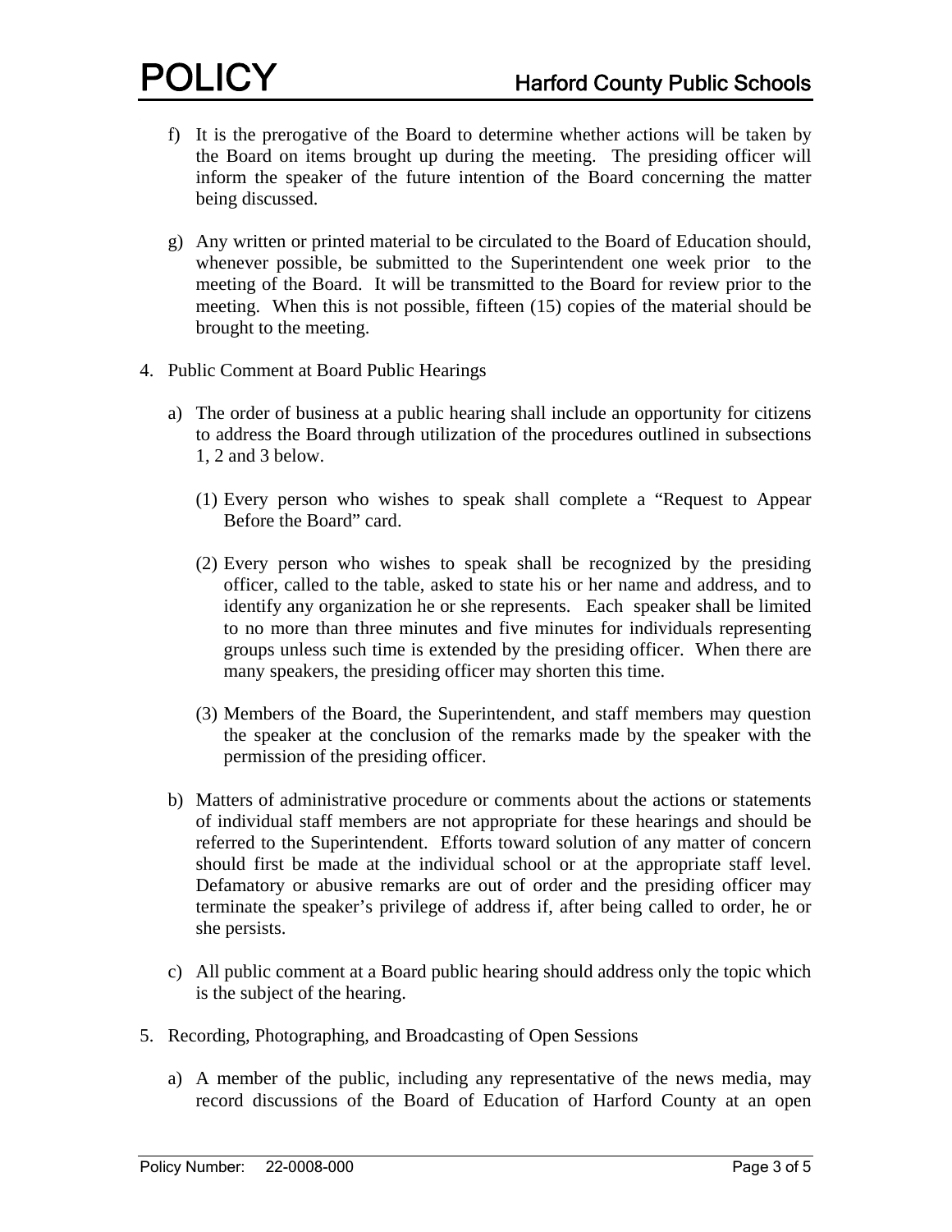f) It is the prerogative of the Board to determine whether actions will be taken by the Board on items brought up during the meeting. The presiding officer will inform the speaker of the future intention of the Board concerning the matter being discussed.

g) Any written or printed material to be circulated to the Board of Education should, whenever possible, be submitted to the Superintendent one week prior to the meeting of the Board. It will be transmitted to the Board for review prior to the meeting. When this is not possible, fifteen (15) copies of the material should be brought to the meeting.

4. Public Comment at Board Public Hearings

   a) The order of business at a public hearing shall include an opportunity for citizens to address the Board through utilization of the procedures outlined in subsections 1, 2 and 3 below.

      (1) Every person who wishes to speak shall complete a "Request to Appear Before the Board" card.

      (2) Every person who wishes to speak shall be recognized by the presiding officer, called to the table, asked to state his or her name and address, and to identify any organization he or she represents. Each speaker shall be limited to no more than three minutes and five minutes for individuals representing groups unless such time is extended by the presiding officer. When there are many speakers, the presiding officer may shorten this time.

      (3) Members of the Board, the Superintendent, and staff members may question the speaker at the conclusion of the remarks made by the speaker with the permission of the presiding officer.

   b) Matters of administrative procedure or comments about the actions or statements of individual staff members are not appropriate for these hearings and should be referred to the Superintendent. Efforts toward solution of any matter of concern should first be made at the individual school or at the appropriate staff level. Defamatory or abusive remarks are out of order and the presiding officer may terminate the speaker's privilege of address if, after being called to order, he or she persists.

   c) All public comment at a Board public hearing should address only the topic which is the subject of the hearing.

5. Recording, Photographing, and Broadcasting of Open Sessions

   a) A member of the public, including any representative of the news media, may record discussions of the Board of Education of Harford County at an open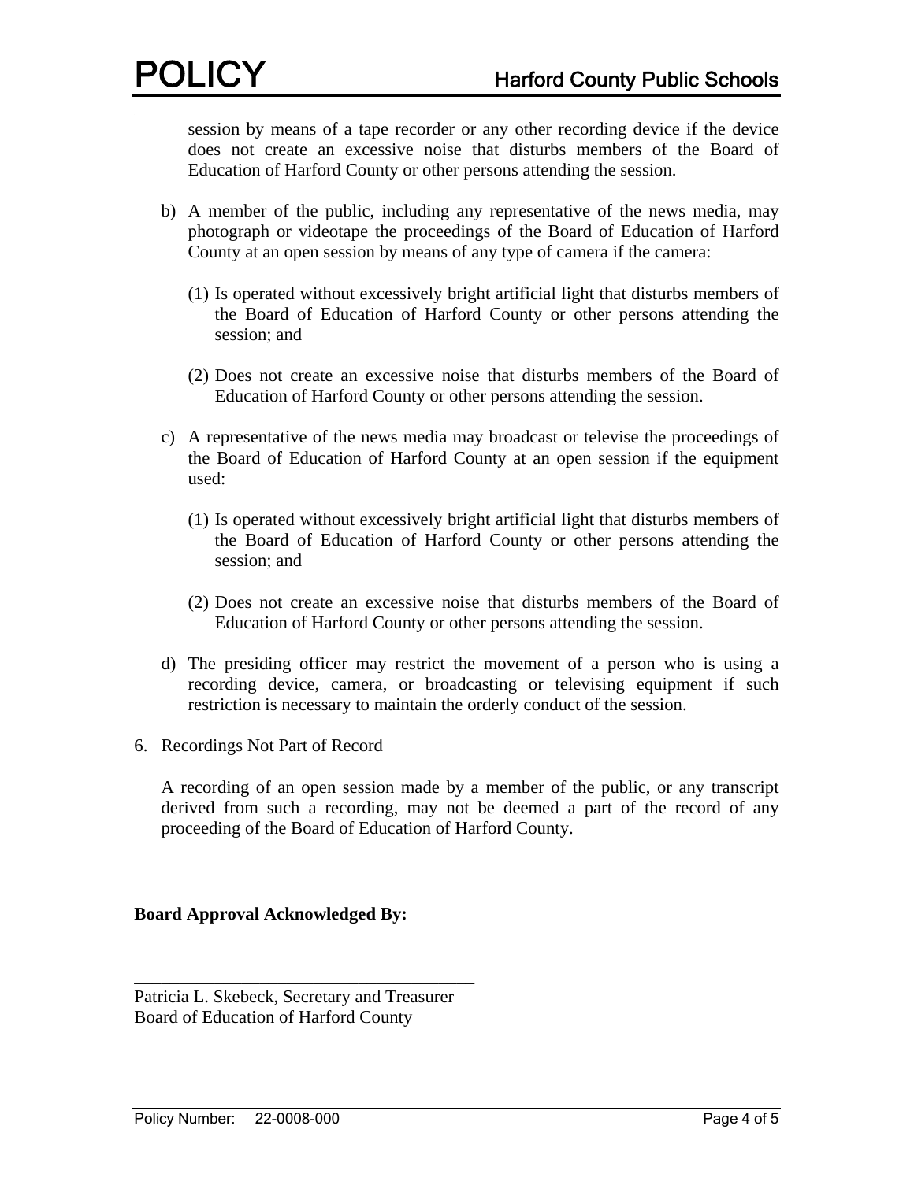session by means of a tape recorder or any other recording device if the device does not create an excessive noise that disturbs members of the Board of Education of Harford County or other persons attending the session.

b) A member of the public, including any representative of the news media, may photograph or videotape the proceedings of the Board of Education of Harford County at an open session by means of any type of camera if the camera:

   (1) Is operated without excessively bright artificial light that disturbs members of the Board of Education of Harford County or other persons attending the session; and

   (2) Does not create an excessive noise that disturbs members of the Board of Education of Harford County or other persons attending the session.

c) A representative of the news media may broadcast or televise the proceedings of the Board of Education of Harford County at an open session if the equipment used:

   (1) Is operated without excessively bright artificial light that disturbs members of the Board of Education of Harford County or other persons attending the session; and

   (2) Does not create an excessive noise that disturbs members of the Board of Education of Harford County or other persons attending the session.

d) The presiding officer may restrict the movement of a person who is using a recording device, camera, or broadcasting or televising equipment if such restriction is necessary to maintain the orderly conduct of the session.

6. Recordings Not Part of Record

   A recording of an open session made by a member of the public, or any transcript derived from such a recording, may not be deemed a part of the record of any proceeding of the Board of Education of Harford County.

**Board Approval Acknowledged By:**

\_\_\_\_\_\_\_\_\_\_\_\_\_\_\_\_\_\_\_\_\_\_\_\_\_\_\_\_\_\_\_\_\_\_\_\_\_\_\_

Patricia L. Skebeck, Secretary and Treasurer
Board of Education of Harford County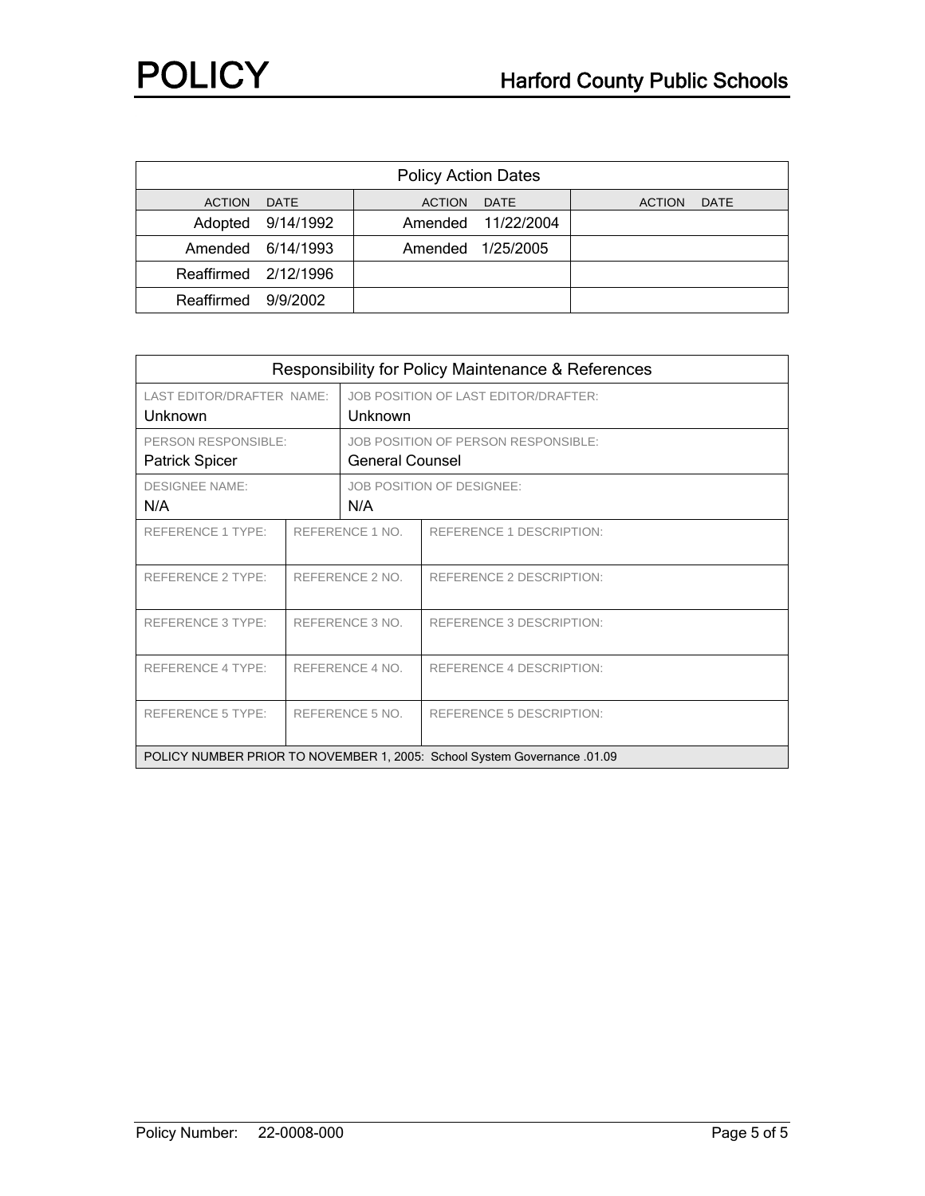| Policy Action Dates | | | | | |
|---|---|---|---|---|---|
| ACTION | DATE | ACTION | DATE | ACTION | DATE |
| Adopted | 9/14/1992 | Amended | 11/22/2004 | | |
| Amended | 6/14/1993 | Amended | 1/25/2005 | | |
| Reaffirmed | 2/12/1996 | | | | |
| Reaffirmed | 9/9/2002 | | | | |

| Responsibility for Policy Maintenance & References | | |
|---|---|---|
| LAST EDITOR/DRAFTER NAME: Unknown | JOB POSITION OF LAST EDITOR/DRAFTER: Unknown | |
| PERSON RESPONSIBLE: Patrick Spicer | JOB POSITION OF PERSON RESPONSIBLE: General Counsel | |
| DESIGNEE NAME: N/A | JOB POSITION OF DESIGNEE: N/A | |
| REFERENCE 1 TYPE: | REFERENCE 1 NO. | REFERENCE 1 DESCRIPTION: |
| REFERENCE 2 TYPE: | REFERENCE 2 NO. | REFERENCE 2 DESCRIPTION: |
| REFERENCE 3 TYPE: | REFERENCE 3 NO. | REFERENCE 3 DESCRIPTION: |
| REFERENCE 4 TYPE: | REFERENCE 4 NO. | REFERENCE 4 DESCRIPTION: |
| REFERENCE 5 TYPE: | REFERENCE 5 NO. | REFERENCE 5 DESCRIPTION: |
| POLICY NUMBER PRIOR TO NOVEMBER 1, 2005: School System Governance .01.09 | | |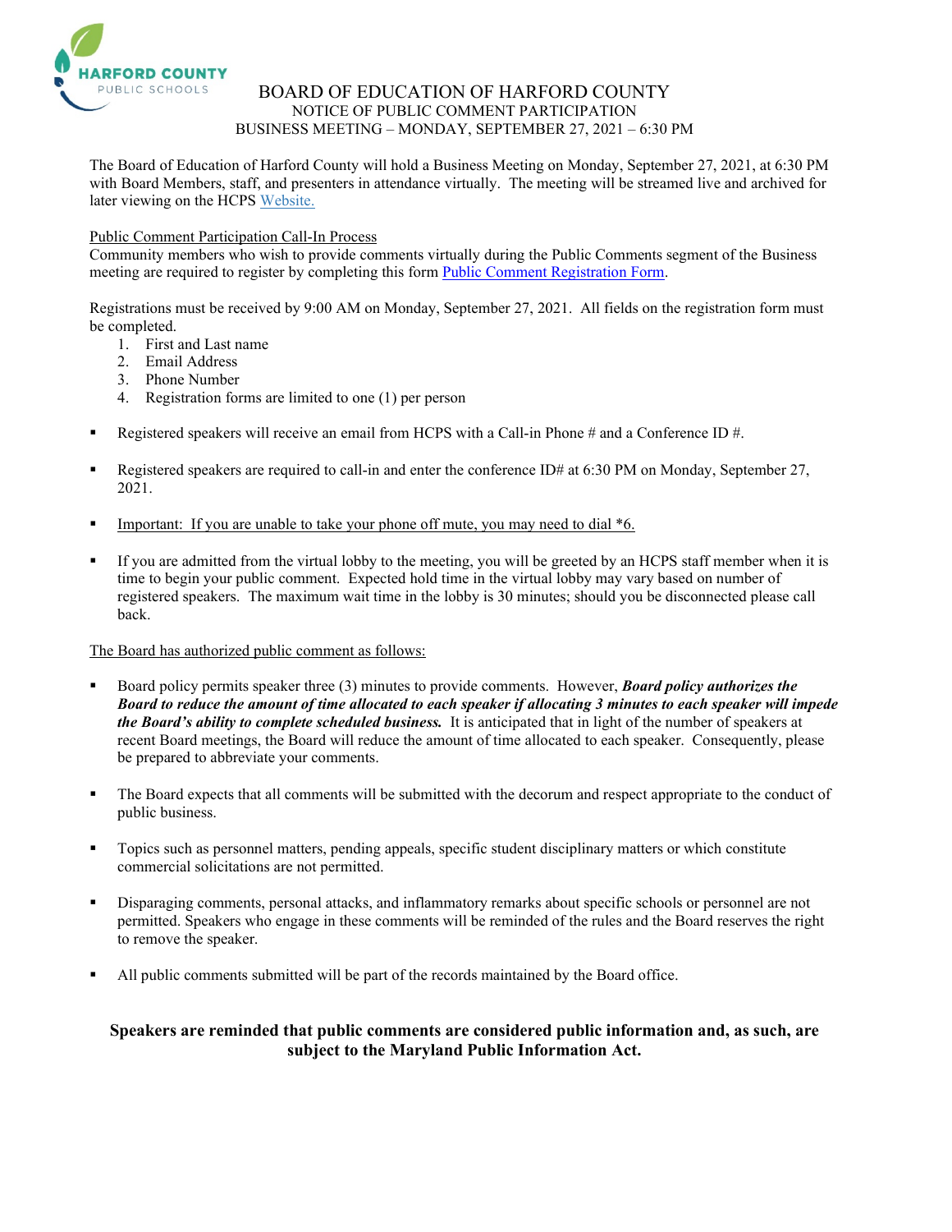HARFORD COUNTY PUBLIC SCHOOLS

# BOARD OF EDUCATION OF HARFORD COUNTY

## NOTICE OF PUBLIC COMMENT PARTICIPATION

## BUSINESS MEETING – MONDAY, SEPTEMBER 27, 2021 – 6:30 PM

The Board of Education of Harford County will hold a Business Meeting on Monday, September 27, 2021, at 6:30 PM with Board Members, staff, and presenters in attendance virtually. The meeting will be streamed live and archived for later viewing on the HCPS Website.

Public Comment Participation Call-In Process

Community members who wish to provide comments virtually during the Public Comments segment of the Business meeting are required to register by completing this form Public Comment Registration Form.

Registrations must be received by 9:00 AM on Monday, September 27, 2021. All fields on the registration form must be completed.

1. First and Last name
2. Email Address
3. Phone Number
4. Registration forms are limited to one (1) per person

- Registered speakers will receive an email from HCPS with a Call-in Phone # and a Conference ID #.
- Registered speakers are required to call-in and enter the conference ID# at 6:30 PM on Monday, September 27, 2021.
- Important: If you are unable to take your phone off mute, you may need to dial *6.
- If you are admitted from the virtual lobby to the meeting, you will be greeted by an HCPS staff member when it is time to begin your public comment. Expected hold time in the virtual lobby may vary based on number of registered speakers. The maximum wait time in the lobby is 30 minutes; should you be disconnected please call back.

The Board has authorized public comment as follows:

- Board policy permits speaker three (3) minutes to provide comments. However, ***Board policy authorizes the Board to reduce the amount of time allocated to each speaker if allocating 3 minutes to each speaker will impede the Board's ability to complete scheduled business.*** It is anticipated that in light of the number of speakers at recent Board meetings, the Board will reduce the amount of time allocated to each speaker. Consequently, please be prepared to abbreviate your comments.
- The Board expects that all comments will be submitted with the decorum and respect appropriate to the conduct of public business.
- Topics such as personnel matters, pending appeals, specific student disciplinary matters or which constitute commercial solicitations are not permitted.
- Disparaging comments, personal attacks, and inflammatory remarks about specific schools or personnel are not permitted. Speakers who engage in these comments will be reminded of the rules and the Board reserves the right to remove the speaker.
- All public comments submitted will be part of the records maintained by the Board office.

**Speakers are reminded that public comments are considered public information and, as such, are subject to the Maryland Public Information Act.**